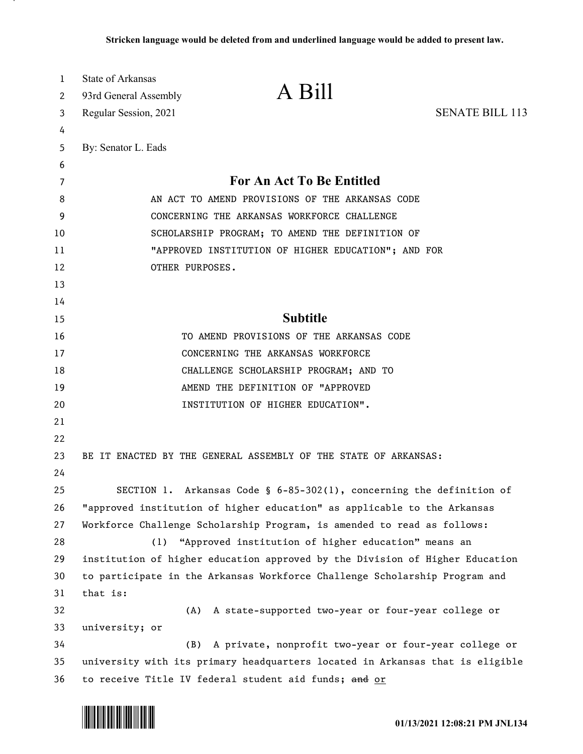Stricken language would be deleted from and underlined language would be added to present law.

State of Arkansas
93rd General Assembly
Regular Session, 2021

# A Bill

SENATE BILL 113

By: Senator L. Eads

## For An Act To Be Entitled

AN ACT TO AMEND PROVISIONS OF THE ARKANSAS CODE CONCERNING THE ARKANSAS WORKFORCE CHALLENGE SCHOLARSHIP PROGRAM; TO AMEND THE DEFINITION OF "APPROVED INSTITUTION OF HIGHER EDUCATION"; AND FOR OTHER PURPOSES.

## Subtitle

TO AMEND PROVISIONS OF THE ARKANSAS CODE CONCERNING THE ARKANSAS WORKFORCE CHALLENGE SCHOLARSHIP PROGRAM; AND TO AMEND THE DEFINITION OF "APPROVED INSTITUTION OF HIGHER EDUCATION".

BE IT ENACTED BY THE GENERAL ASSEMBLY OF THE STATE OF ARKANSAS:

SECTION 1. Arkansas Code § 6-85-302(1), concerning the definition of "approved institution of higher education" as applicable to the Arkansas Workforce Challenge Scholarship Program, is amended to read as follows:

(1) "Approved institution of higher education" means an institution of higher education approved by the Division of Higher Education to participate in the Arkansas Workforce Challenge Scholarship Program and that is:

(A) A state-supported two-year or four-year college or university; or

(B) A private, nonprofit two-year or four-year college or university with its primary headquarters located in Arkansas that is eligible to receive Title IV federal student aid funds; ~~and~~ <u>or</u>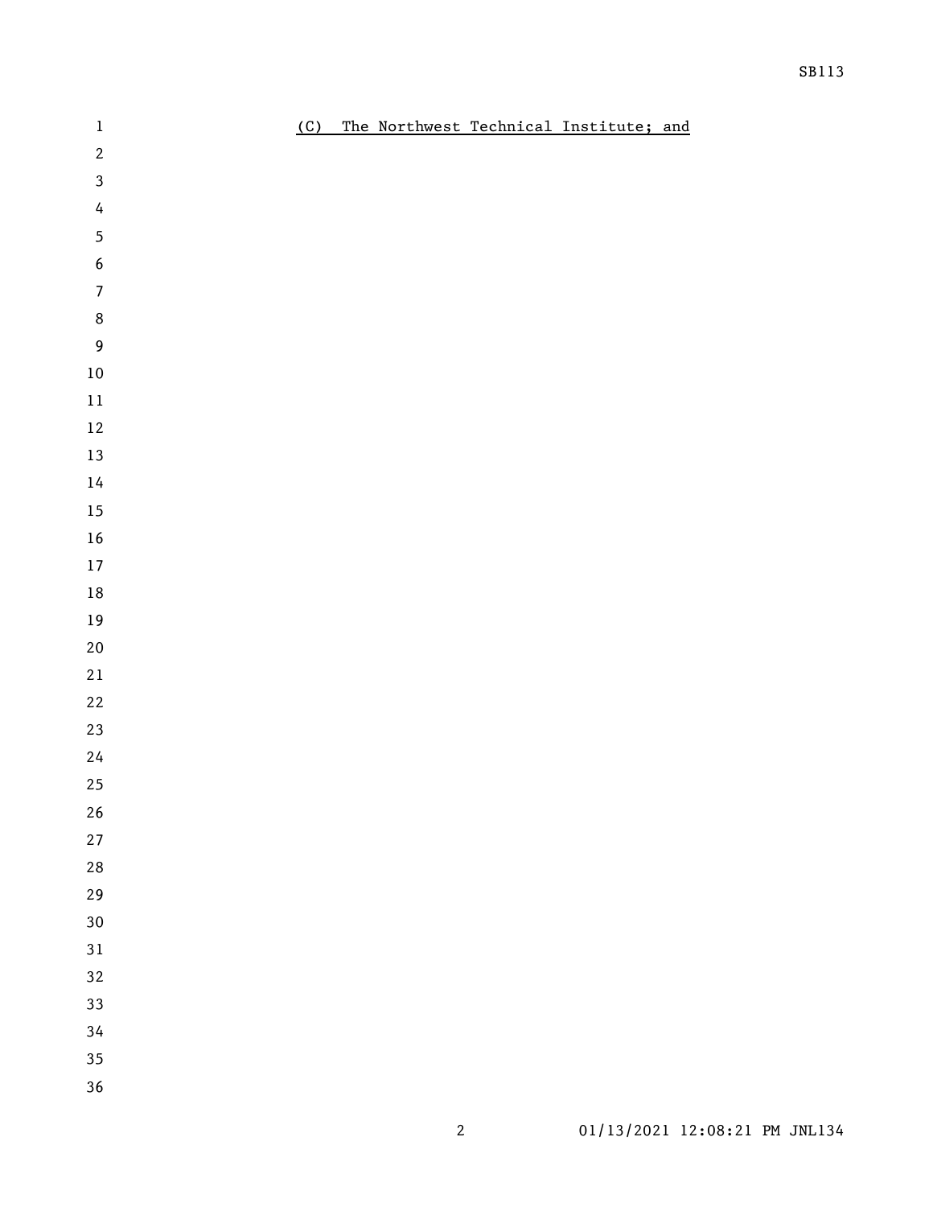(C) The Northwest Technical Institute; and